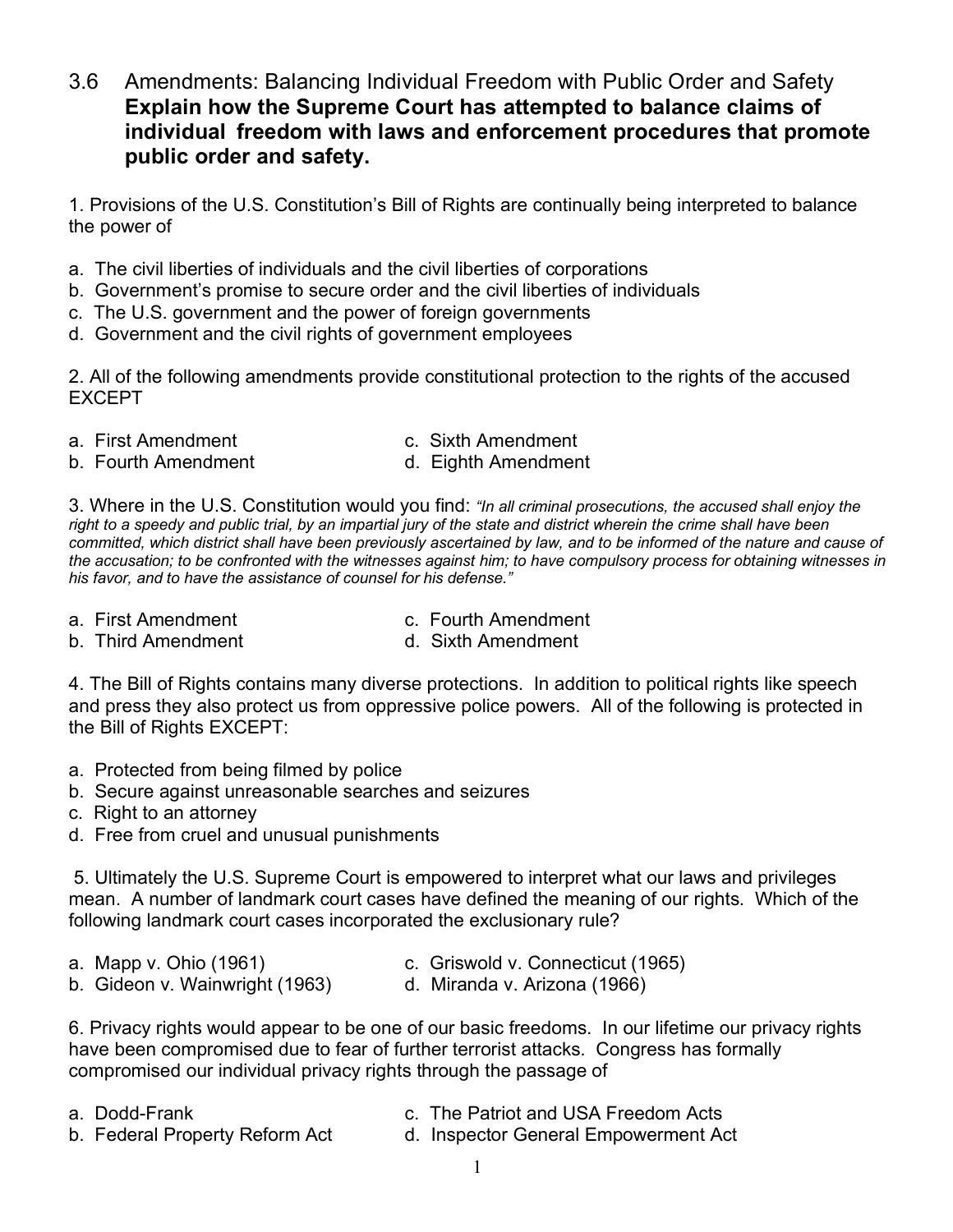# 3.6 Amendments: Balancing Individual Freedom with Public Order and Safety

**Explain how the Supreme Court has attempted to balance claims of individual freedom with laws and enforcement procedures that promote public order and safety.**

1. Provisions of the U.S. Constitution's Bill of Rights are continually being interpreted to balance the power of

a. The civil liberties of individuals and the civil liberties of corporations
b. Government's promise to secure order and the civil liberties of individuals
c. The U.S. government and the power of foreign governments
d. Government and the civil rights of government employees

2. All of the following amendments provide constitutional protection to the rights of the accused EXCEPT

a. First Amendment
b. Fourth Amendment
c. Sixth Amendment
d. Eighth Amendment

3. Where in the U.S. Constitution would you find: *"In all criminal prosecutions, the accused shall enjoy the right to a speedy and public trial, by an impartial jury of the state and district wherein the crime shall have been committed, which district shall have been previously ascertained by law, and to be informed of the nature and cause of the accusation; to be confronted with the witnesses against him; to have compulsory process for obtaining witnesses in his favor, and to have the assistance of counsel for his defense."*

a. First Amendment
b. Third Amendment
c. Fourth Amendment
d. Sixth Amendment

4. The Bill of Rights contains many diverse protections. In addition to political rights like speech and press they also protect us from oppressive police powers. All of the following is protected in the Bill of Rights EXCEPT:

a. Protected from being filmed by police
b. Secure against unreasonable searches and seizures
c. Right to an attorney
d. Free from cruel and unusual punishments

5. Ultimately the U.S. Supreme Court is empowered to interpret what our laws and privileges mean. A number of landmark court cases have defined the meaning of our rights. Which of the following landmark court cases incorporated the exclusionary rule?

a. Mapp v. Ohio (1961)
b. Gideon v. Wainwright (1963)
c. Griswold v. Connecticut (1965)
d. Miranda v. Arizona (1966)

6. Privacy rights would appear to be one of our basic freedoms. In our lifetime our privacy rights have been compromised due to fear of further terrorist attacks. Congress has formally compromised our individual privacy rights through the passage of

a. Dodd-Frank
b. Federal Property Reform Act
c. The Patriot and USA Freedom Acts
d. Inspector General Empowerment Act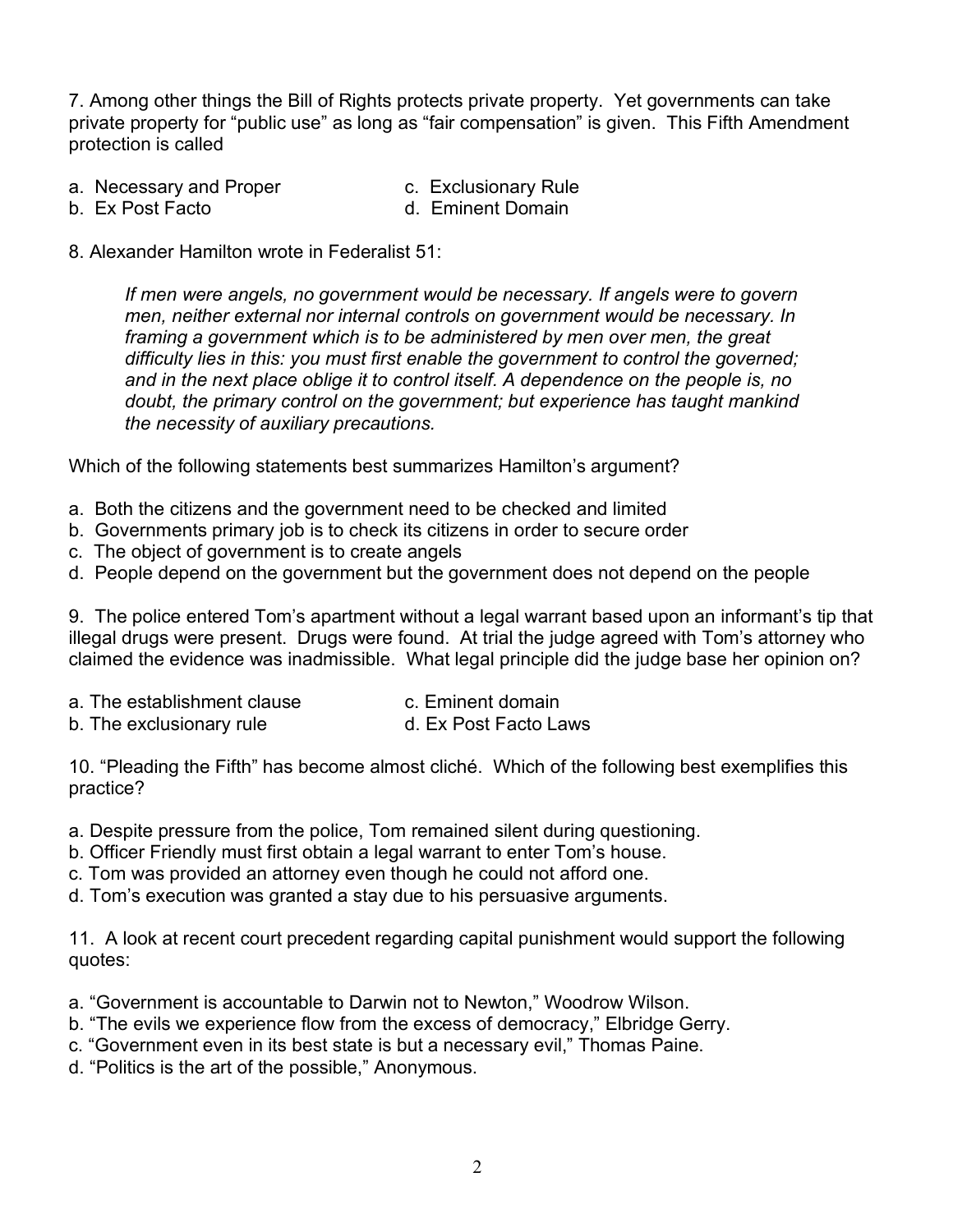7. Among other things the Bill of Rights protects private property. Yet governments can take private property for "public use" as long as "fair compensation" is given. This Fifth Amendment protection is called

a. Necessary and Proper
b. Ex Post Facto
c. Exclusionary Rule
d. Eminent Domain

8. Alexander Hamilton wrote in Federalist 51:

> *If men were angels, no government would be necessary. If angels were to govern men, neither external nor internal controls on government would be necessary. In framing a government which is to be administered by men over men, the great difficulty lies in this: you must first enable the government to control the governed; and in the next place oblige it to control itself. A dependence on the people is, no doubt, the primary control on the government; but experience has taught mankind the necessity of auxiliary precautions.*

Which of the following statements best summarizes Hamilton's argument?

a. Both the citizens and the government need to be checked and limited
b. Governments primary job is to check its citizens in order to secure order
c. The object of government is to create angels
d. People depend on the government but the government does not depend on the people

9. The police entered Tom's apartment without a legal warrant based upon an informant's tip that illegal drugs were present. Drugs were found. At trial the judge agreed with Tom's attorney who claimed the evidence was inadmissible. What legal principle did the judge base her opinion on?

a. The establishment clause
b. The exclusionary rule
c. Eminent domain
d. Ex Post Facto Laws

10. "Pleading the Fifth" has become almost cliché. Which of the following best exemplifies this practice?

a. Despite pressure from the police, Tom remained silent during questioning.
b. Officer Friendly must first obtain a legal warrant to enter Tom's house.
c. Tom was provided an attorney even though he could not afford one.
d. Tom's execution was granted a stay due to his persuasive arguments.

11. A look at recent court precedent regarding capital punishment would support the following quotes:

a. "Government is accountable to Darwin not to Newton," Woodrow Wilson.
b. "The evils we experience flow from the excess of democracy," Elbridge Gerry.
c. "Government even in its best state is but a necessary evil," Thomas Paine.
d. "Politics is the art of the possible," Anonymous.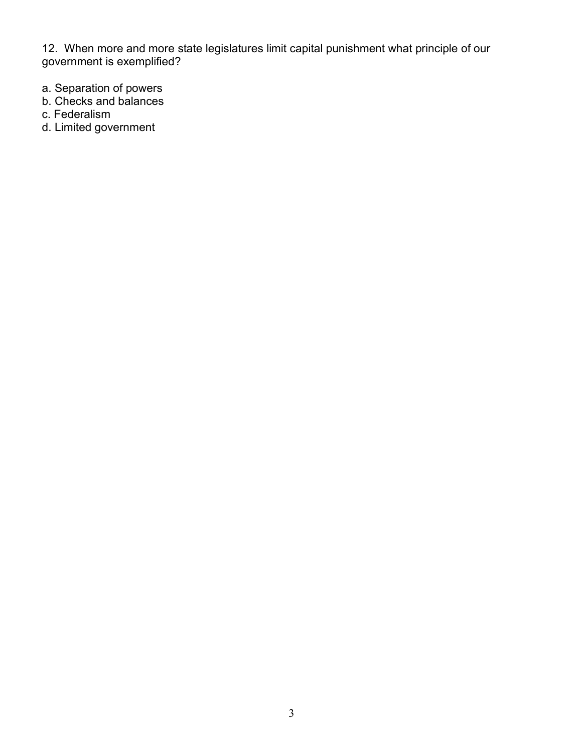12. When more and more state legislatures limit capital punishment what principle of our government is exemplified?

a. Separation of powers
b. Checks and balances
c. Federalism
d. Limited government